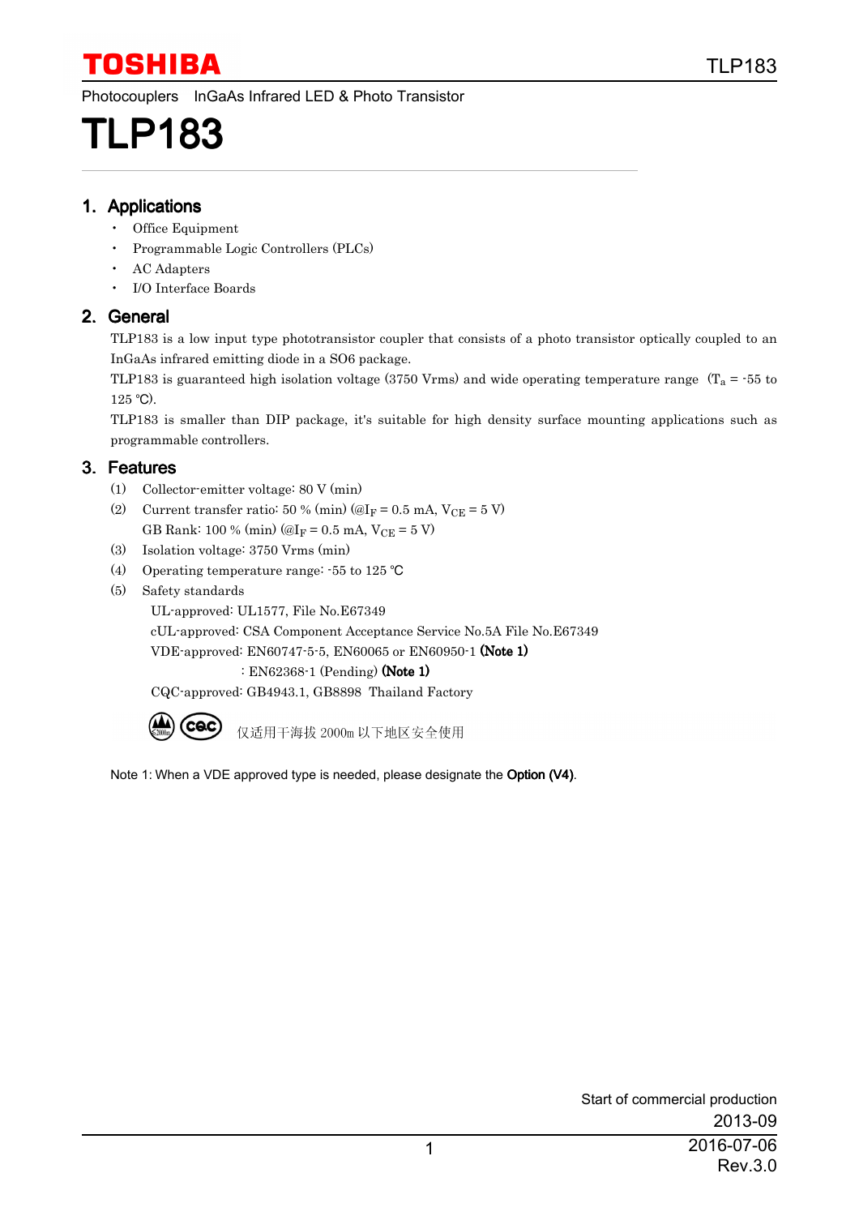TOSHIBA

Photocouplers InGaAs Infrared LED & Photo Transistor

# TLP183

## 1. Applications

- Office Equipment
- Programmable Logic Controllers (PLCs)
- AC Adapters
- I/O Interface Boards

## 2. General

TLP183 is a low input type phototransistor coupler that consists of a photo transistor optically coupled to an InGaAs infrared emitting diode in a SO6 package.

TLP183 is guaranteed high isolation voltage (3750 Vrms) and wide operating temperature range ($T_a$ = -55 to 125 ℃).

TLP183 is smaller than DIP package, it's suitable for high density surface mounting applications such as programmable controllers.

## 3. Features

(1) Collector-emitter voltage: 80 V (min)

(2) Current transfer ratio: 50 % (min) (@$I_F$ = 0.5 mA, $V_{CE}$ = 5 V)
GB Rank: 100 % (min) (@$I_F$ = 0.5 mA, $V_{CE}$ = 5 V)

(3) Isolation voltage: 3750 Vrms (min)

(4) Operating temperature range: -55 to 125 ℃

(5) Safety standards

UL-approved: UL1577, File No.E67349

cUL-approved: CSA Component Acceptance Service No.5A File No.E67349

VDE-approved: EN60747-5-5, EN60065 or EN60950-1 **(Note 1)**

: EN62368-1 (Pending) **(Note 1)**

CQC-approved: GB4943.1, GB8898 Thailand Factory

仅适用于海拔 2000m 以下地区安全使用

Note 1: When a VDE approved type is needed, please designate the **Option (V4)**.

Start of commercial production
2013-09

2016-07-06
Rev.3.0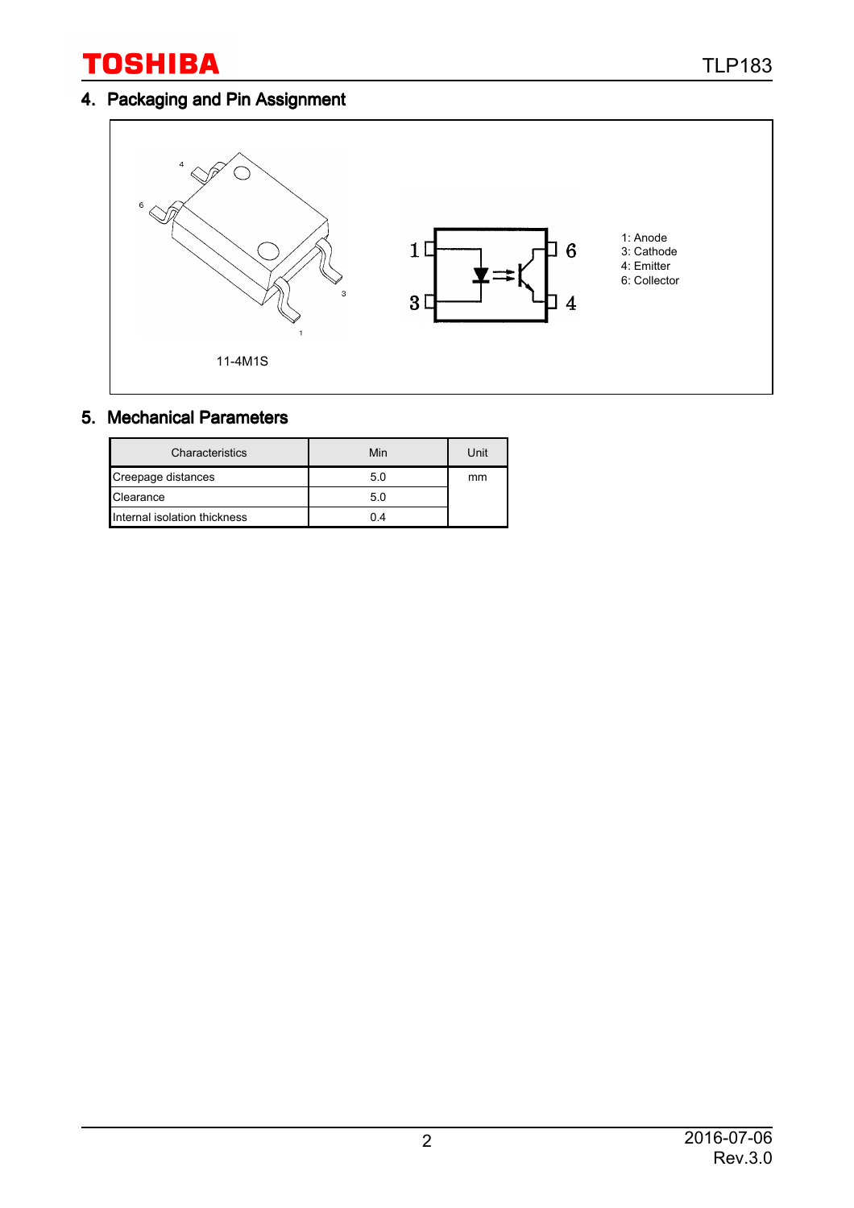## 4. Packaging and Pin Assignment

11-4M1S

1: Anode
3: Cathode
4: Emitter
6: Collector

## 5. Mechanical Parameters

| Characteristics | Min | Unit |
|---|---|---|
| Creepage distances | 5.0 | mm |
| Clearance | 5.0 | |
| Internal isolation thickness | 0.4 | |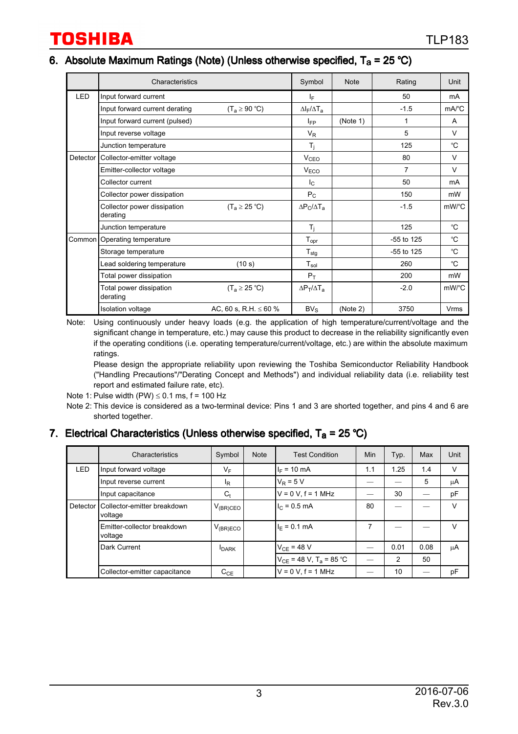## 6. Absolute Maximum Ratings (Note) (Unless otherwise specified, $T_a$ = 25 °C)

| | Characteristics | | Symbol | Note | Rating | Unit |
|---|---|---|---|---|---|---|
| LED | Input forward current | | $I_F$ | | 50 | mA |
| | Input forward current derating | ($T_a$ ≥ 90 °C) | $\Delta I_F/\Delta T_a$ | | -1.5 | mA/°C |
| | Input forward current (pulsed) | | $I_{FP}$ | (Note 1) | 1 | A |
| | Input reverse voltage | | $V_R$ | | 5 | V |
| | Junction temperature | | $T_j$ | | 125 | °C |
| Detector | Collector-emitter voltage | | $V_{CEO}$ | | 80 | V |
| | Emitter-collector voltage | | $V_{ECO}$ | | 7 | V |
| | Collector current | | $I_C$ | | 50 | mA |
| | Collector power dissipation | | $P_C$ | | 150 | mW |
| | Collector power dissipation derating | ($T_a$ ≥ 25 °C) | $\Delta P_C/\Delta T_a$ | | -1.5 | mW/°C |
| | Junction temperature | | $T_j$ | | 125 | °C |
| Common | Operating temperature | | $T_{opr}$ | | -55 to 125 | °C |
| | Storage temperature | | $T_{stg}$ | | -55 to 125 | °C |
| | Lead soldering temperature | (10 s) | $T_{sol}$ | | 260 | °C |
| | Total power dissipation | | $P_T$ | | 200 | mW |
| | Total power dissipation derating | ($T_a$ ≥ 25 °C) | $\Delta P_T/\Delta T_a$ | | -2.0 | mW/°C |
| | Isolation voltage | AC, 60 s, R.H. ≤ 60 % | $BV_S$ | (Note 2) | 3750 | Vrms |

Note: Using continuously under heavy loads (e.g. the application of high temperature/current/voltage and the significant change in temperature, etc.) may cause this product to decrease in the reliability significantly even if the operating conditions (i.e. operating temperature/current/voltage, etc.) are within the absolute maximum ratings.
Please design the appropriate reliability upon reviewing the Toshiba Semiconductor Reliability Handbook ("Handling Precautions"/"Derating Concept and Methods") and individual reliability data (i.e. reliability test report and estimated failure rate, etc).

Note 1: Pulse width (PW) ≤ 0.1 ms, f = 100 Hz

Note 2: This device is considered as a two-terminal device: Pins 1 and 3 are shorted together, and pins 4 and 6 are shorted together.

## 7. Electrical Characteristics (Unless otherwise specified, $T_a$ = 25 °C)

| | Characteristics | Symbol | Note | Test Condition | Min | Typ. | Max | Unit |
|---|---|---|---|---|---|---|---|---|
| LED | Input forward voltage | $V_F$ | | $I_F$ = 10 mA | 1.1 | 1.25 | 1.4 | V |
| | Input reverse current | $I_R$ | | $V_R$ = 5 V | — | — | 5 | μA |
| | Input capacitance | $C_t$ | | V = 0 V, f = 1 MHz | — | 30 | — | pF |
| Detector | Collector-emitter breakdown voltage | $V_{(BR)CEO}$ | | $I_C$ = 0.5 mA | 80 | — | — | V |
| | Emitter-collector breakdown voltage | $V_{(BR)ECO}$ | | $I_E$ = 0.1 mA | 7 | — | — | V |
| | Dark Current | $I_{DARK}$ | | $V_{CE}$ = 48 V | — | 0.01 | 0.08 | μA |
| | | | | $V_{CE}$ = 48 V, $T_a$ = 85 °C | — | 2 | 50 | |
| | Collector-emitter capacitance | $C_{CE}$ | | V = 0 V, f = 1 MHz | — | 10 | — | pF |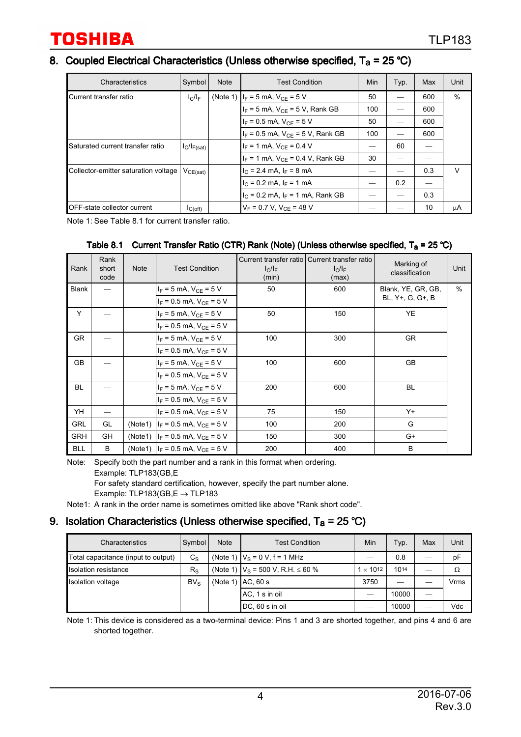## 8. Coupled Electrical Characteristics (Unless otherwise specified, $T_a$ = 25 °C)

| Characteristics | Symbol | Note | Test Condition | Min | Typ. | Max | Unit |
|---|---|---|---|---|---|---|---|
| Current transfer ratio | $I_C/I_F$ | (Note 1) | $I_F$ = 5 mA, $V_{CE}$ = 5 V | 50 | — | 600 | % |
| | | | $I_F$ = 5 mA, $V_{CE}$ = 5 V, Rank GB | 100 | — | 600 | |
| | | | $I_F$ = 0.5 mA, $V_{CE}$ = 5 V | 50 | — | 600 | |
| | | | $I_F$ = 0.5 mA, $V_{CE}$ = 5 V, Rank GB | 100 | — | 600 | |
| Saturated current transfer ratio | $I_C/I_{F(sat)}$ | | $I_F$ = 1 mA, $V_{CE}$ = 0.4 V | — | 60 | — | |
| | | | $I_F$ = 1 mA, $V_{CE}$ = 0.4 V, Rank GB | 30 | — | — | |
| Collector-emitter saturation voltage | $V_{CE(sat)}$ | | $I_C$ = 2.4 mA, $I_F$ = 8 mA | — | — | 0.3 | V |
| | | | $I_C$ = 0.2 mA, $I_F$ = 1 mA | — | 0.2 | — | |
| | | | $I_C$ = 0.2 mA, $I_F$ = 1 mA, Rank GB | — | — | 0.3 | |
| OFF-state collector current | $I_{C(off)}$ | | $V_F$ = 0.7 V, $V_{CE}$ = 48 V | — | — | 10 | μA |

Note 1: See Table 8.1 for current transfer ratio.

**Table 8.1 Current Transfer Ratio (CTR) Rank (Note) (Unless otherwise specified, $T_a$ = 25 °C)**

| Rank | Rank short code | Note | Test Condition | Current transfer ratio $I_C/I_F$ (min) | Current transfer ratio $I_C/I_F$ (max) | Marking of classification | Unit |
|---|---|---|---|---|---|---|---|
| Blank | — | | $I_F$ = 5 mA, $V_{CE}$ = 5 V | 50 | 600 | Blank, YE, GR, GB, BL, Y+, G, G+, B | % |
| | | | $I_F$ = 0.5 mA, $V_{CE}$ = 5 V | | | | |
| Y | — | | $I_F$ = 5 mA, $V_{CE}$ = 5 V | 50 | 150 | YE | |
| | | | $I_F$ = 0.5 mA, $V_{CE}$ = 5 V | | | | |
| GR | — | | $I_F$ = 5 mA, $V_{CE}$ = 5 V | 100 | 300 | GR | |
| | | | $I_F$ = 0.5 mA, $V_{CE}$ = 5 V | | | | |
| GB | — | | $I_F$ = 5 mA, $V_{CE}$ = 5 V | 100 | 600 | GB | |
| | | | $I_F$ = 0.5 mA, $V_{CE}$ = 5 V | | | | |
| BL | — | | $I_F$ = 5 mA, $V_{CE}$ = 5 V | 200 | 600 | BL | |
| | | | $I_F$ = 0.5 mA, $V_{CE}$ = 5 V | | | | |
| YH | — | | $I_F$ = 0.5 mA, $V_{CE}$ = 5 V | 75 | 150 | Y+ | |
| GRL | GL | (Note1) | $I_F$ = 0.5 mA, $V_{CE}$ = 5 V | 100 | 200 | G | |
| GRH | GH | (Note1) | $I_F$ = 0.5 mA, $V_{CE}$ = 5 V | 150 | 300 | G+ | |
| BLL | B | (Note1) | $I_F$ = 0.5 mA, $V_{CE}$ = 5 V | 200 | 400 | B | |

Note: Specify both the part number and a rank in this format when ordering.
Example: TLP183(GB,E
For safety standard certification, however, specify the part number alone.
Example: TLP183(GB,E → TLP183

Note1: A rank in the order name is sometimes omitted like above "Rank short code".

## 9. Isolation Characteristics (Unless otherwise specified, $T_a$ = 25 °C)

| Characteristics | Symbol | Note | Test Condition | Min | Typ. | Max | Unit |
|---|---|---|---|---|---|---|---|
| Total capacitance (input to output) | $C_S$ | (Note 1) | $V_S$ = 0 V, f = 1 MHz | — | 0.8 | — | pF |
| Isolation resistance | $R_S$ | (Note 1) | $V_S$ = 500 V, R.H. ≤ 60 % | $1 \times 10^{12}$ | $10^{14}$ | — | Ω |
| Isolation voltage | $BV_S$ | (Note 1) | AC, 60 s | 3750 | — | — | Vrms |
| | | | AC, 1 s in oil | — | 10000 | — | |
| | | | DC, 60 s in oil | — | 10000 | — | Vdc |

Note 1: This device is considered as a two-terminal device: Pins 1 and 3 are shorted together, and pins 4 and 6 are shorted together.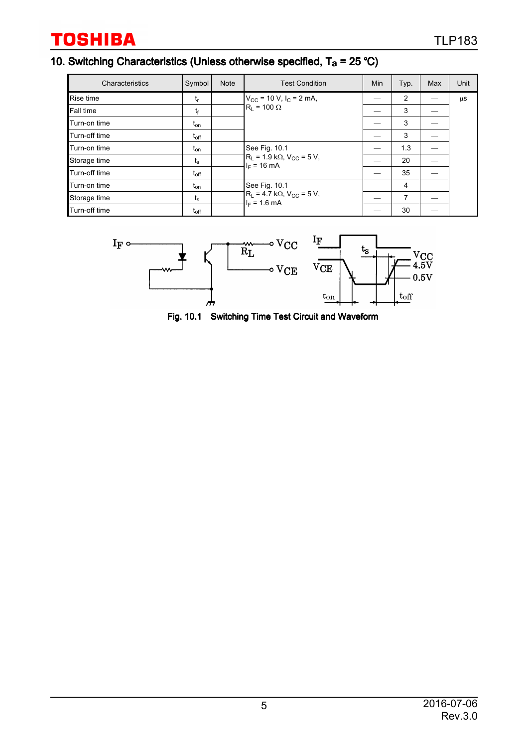## 10. Switching Characteristics (Unless otherwise specified, $T_a$ = 25 °C)

| Characteristics | Symbol | Note | Test Condition | Min | Typ. | Max | Unit |
|---|---|---|---|---|---|---|---|
| Rise time | $t_r$ | | $V_{CC}$ = 10 V, $I_C$ = 2 mA, $R_L$ = 100 Ω | — | 2 | — | μs |
| Fall time | $t_f$ | | | — | 3 | — | |
| Turn-on time | $t_{on}$ | | | — | 3 | — | |
| Turn-off time | $t_{off}$ | | | — | 3 | — | |
| Turn-on time | $t_{on}$ | | See Fig. 10.1 $R_L$ = 1.9 kΩ, $V_{CC}$ = 5 V, $I_F$ = 16 mA | — | 1.3 | — | |
| Storage time | $t_s$ | | | — | 20 | — | |
| Turn-off time | $t_{off}$ | | | — | 35 | — | |
| Turn-on time | $t_{on}$ | | See Fig. 10.1 $R_L$ = 4.7 kΩ, $V_{CC}$ = 5 V, $I_F$ = 1.6 mA | — | 4 | — | |
| Storage time | $t_s$ | | | — | 7 | — | |
| Turn-off time | $t_{off}$ | | | — | 30 | — | |

Fig. 10.1 Switching Time Test Circuit and Waveform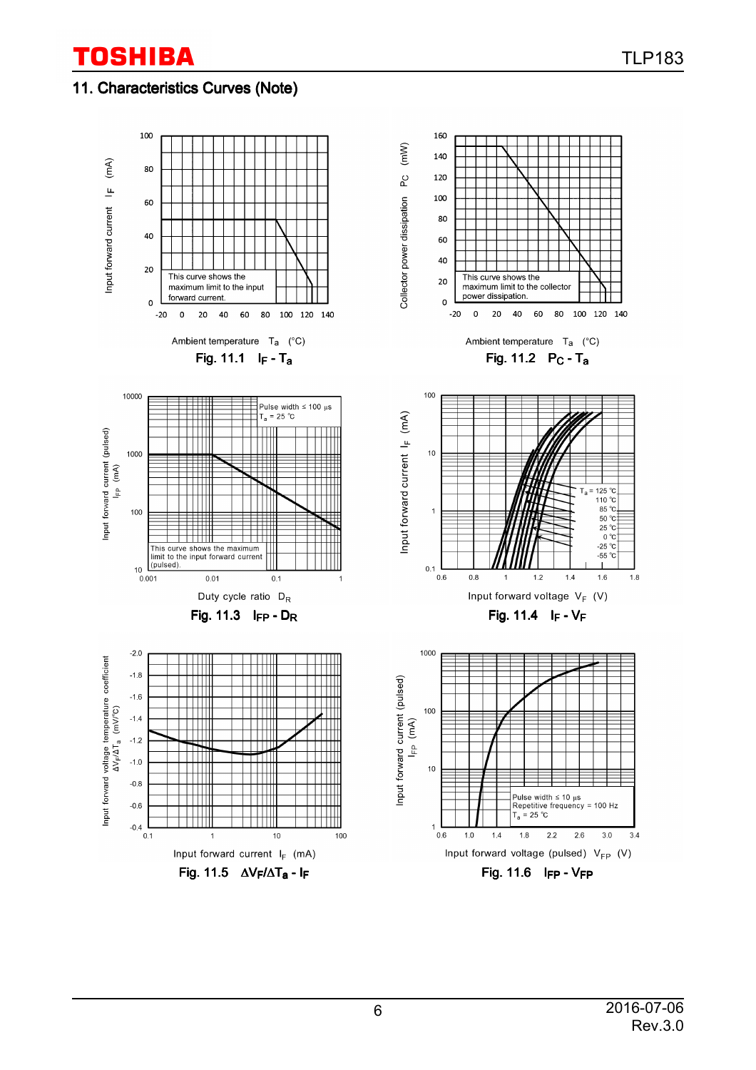## 11. Characteristics Curves (Note)

Input forward current $I_F$ (mA)

This curve shows the maximum limit to the input forward current.

Ambient temperature $T_a$ (°C)

**Fig. 11.1 $I_F$ - $T_a$**

Collector power dissipation $P_C$ (mW)

This curve shows the maximum limit to the collector power dissipation.

Ambient temperature $T_a$ (°C)

**Fig. 11.2 $P_C$ - $T_a$**

Input forward current (pulsed) $I_{FP}$ (mA)

Pulse width ≤ 100 μs
$T_a$ = 25 °C

This curve shows the maximum limit to the input forward current (pulsed).

Duty cycle ratio $D_R$

**Fig. 11.3 $I_{FP}$ - $D_R$**

Input forward current $I_F$ (mA)

$T_a$ = 125 °C, 110 °C, 85 °C, 50 °C, 25 °C, 0 °C, -25 °C, -55 °C

Input forward voltage $V_F$ (V)

**Fig. 11.4 $I_F$ - $V_F$**

Input forward voltage temperature coefficient $\Delta V_F/\Delta T_a$ (mV/°C)

Input forward current $I_F$ (mA)

**Fig. 11.5 $\Delta V_F/\Delta T_a$ - $I_F$**

Input forward current (pulsed) $I_{FP}$ (mA)

Pulse width ≤ 10 μs
Repetitive frequency = 100 Hz
$T_a$ = 25 °C

Input forward voltage (pulsed) $V_{FP}$ (V)

**Fig. 11.6 $I_{FP}$ - $V_{FP}$**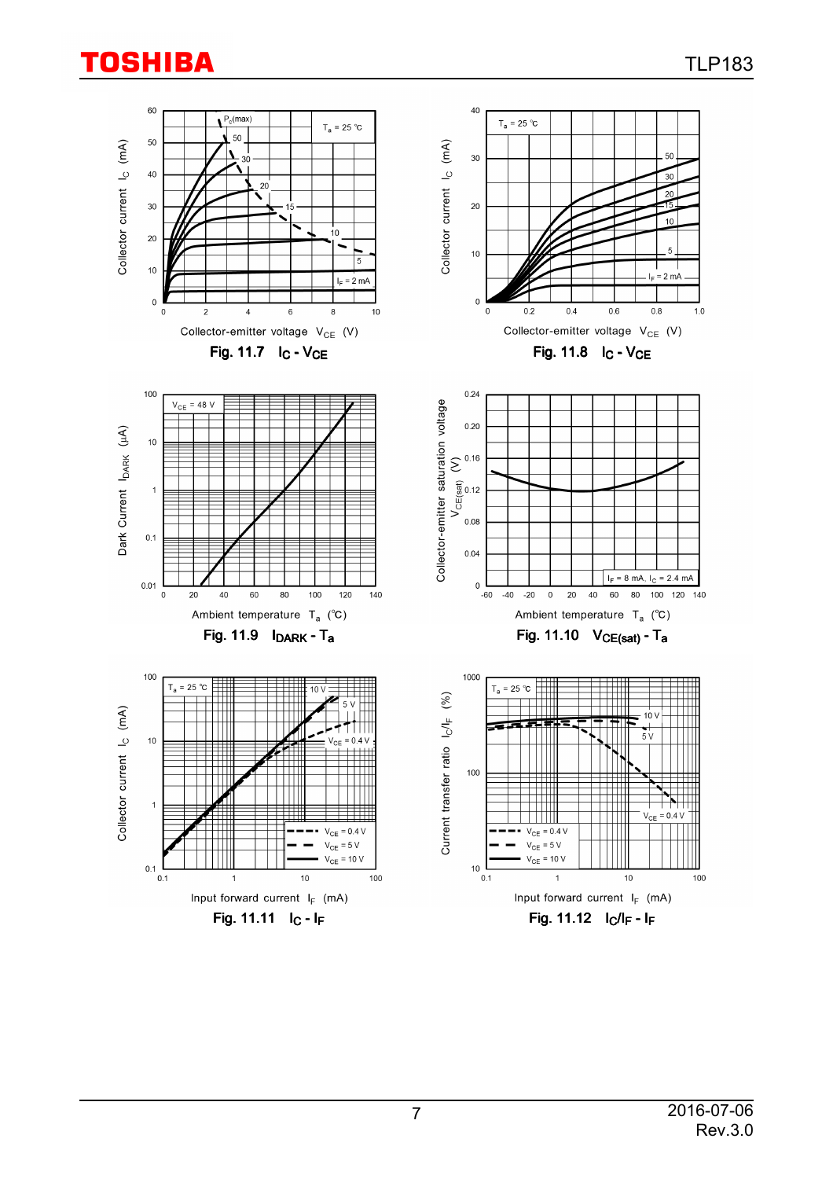Fig. 11.7 $I_C$ - $V_{CE}$

Fig. 11.8 $I_C$ - $V_{CE}$

Fig. 11.9 $I_{DARK}$ - $T_a$

Fig. 11.10 $V_{CE(sat)}$ - $T_a$

Fig. 11.11 $I_C$ - $I_F$

Fig. 11.12 $I_C/I_F$ - $I_F$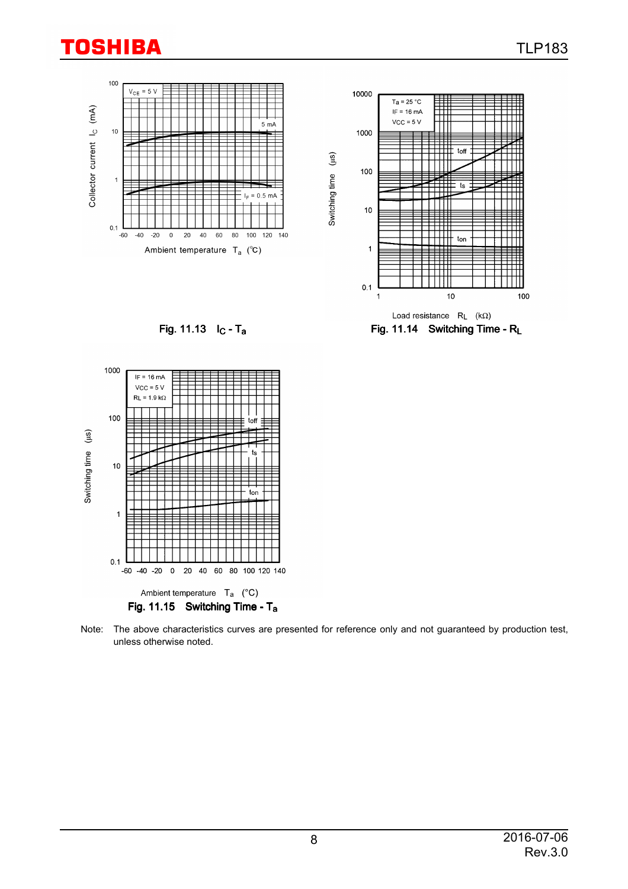Fig. 11.13 $I_C$ - $T_a$

Fig. 11.14 Switching Time - $R_L$

Fig. 11.15 Switching Time - $T_a$

Note: The above characteristics curves are presented for reference only and not guaranteed by production test, unless otherwise noted.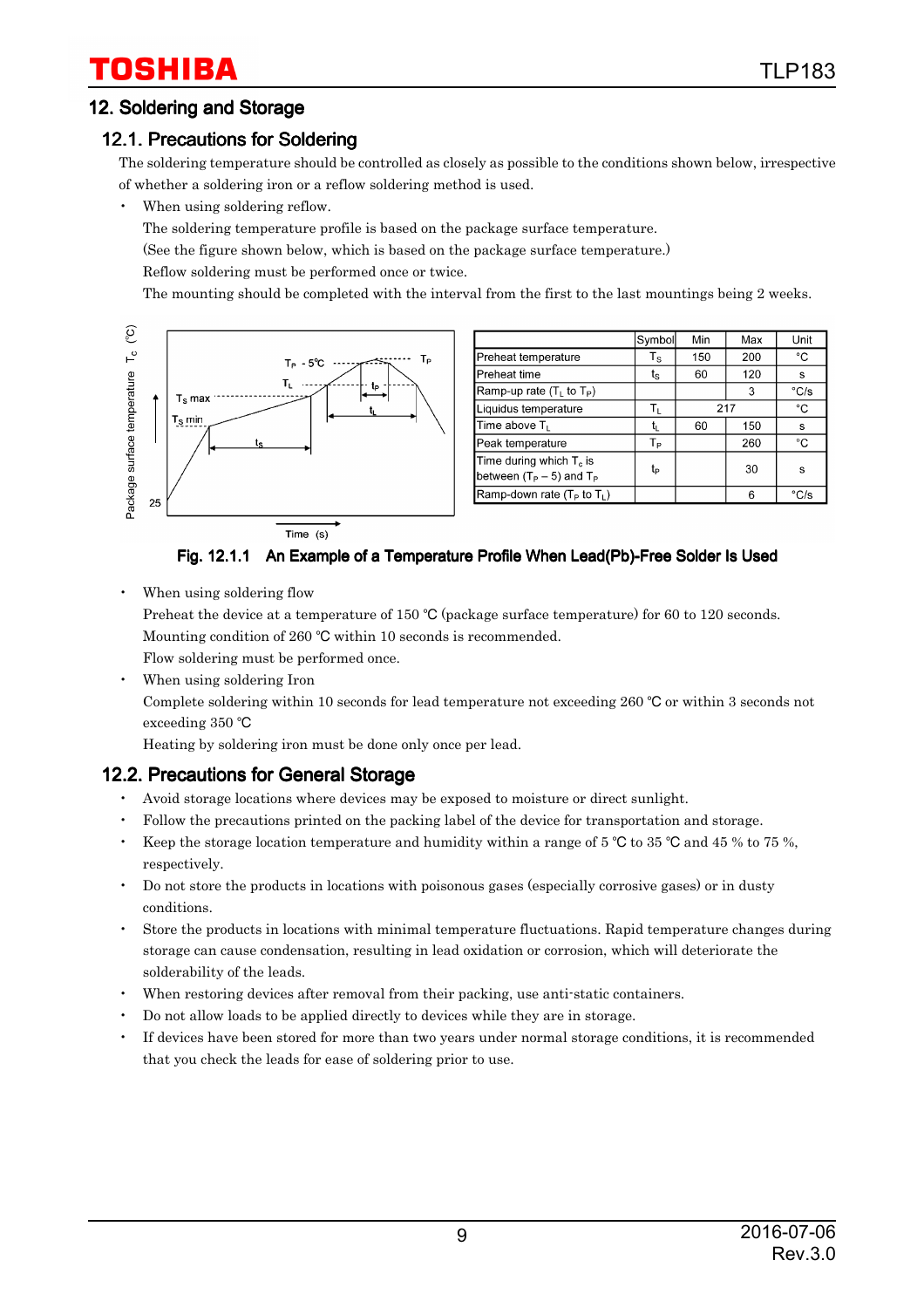## 12. Soldering and Storage

### 12.1. Precautions for Soldering

The soldering temperature should be controlled as closely as possible to the conditions shown below, irrespective of whether a soldering iron or a reflow soldering method is used.

- When using soldering reflow.

  The soldering temperature profile is based on the package surface temperature.

  (See the figure shown below, which is based on the package surface temperature.)

  Reflow soldering must be performed once or twice.

  The mounting should be completed with the interval from the first to the last mountings being 2 weeks.

| | Symbol | Min | Max | Unit |
|---|---|---|---|---|
| Preheat temperature | $T_S$ | 150 | 200 | °C |
| Preheat time | $t_S$ | 60 | 120 | s |
| Ramp-up rate ($T_L$ to $T_P$) | | | 3 | °C/s |
| Liquidus temperature | $T_L$ | 217 | | °C |
| Time above $T_L$ | $t_L$ | 60 | 150 | s |
| Peak temperature | $T_P$ | | 260 | °C |
| Time during which $T_c$ is between ($T_P$ – 5) and $T_P$ | $t_P$ | | 30 | s |
| Ramp-down rate ($T_P$ to $T_L$) | | | 6 | °C/s |

Fig. 12.1.1 An Example of a Temperature Profile When Lead(Pb)-Free Solder Is Used

- When using soldering flow

  Preheat the device at a temperature of 150 ℃ (package surface temperature) for 60 to 120 seconds.

  Mounting condition of 260 ℃ within 10 seconds is recommended.

  Flow soldering must be performed once.

- When using soldering Iron

  Complete soldering within 10 seconds for lead temperature not exceeding 260 ℃ or within 3 seconds not exceeding 350 ℃

  Heating by soldering iron must be done only once per lead.

### 12.2. Precautions for General Storage

- Avoid storage locations where devices may be exposed to moisture or direct sunlight.
- Follow the precautions printed on the packing label of the device for transportation and storage.
- Keep the storage location temperature and humidity within a range of 5 ℃ to 35 ℃ and 45 % to 75 %, respectively.
- Do not store the products in locations with poisonous gases (especially corrosive gases) or in dusty conditions.
- Store the products in locations with minimal temperature fluctuations. Rapid temperature changes during storage can cause condensation, resulting in lead oxidation or corrosion, which will deteriorate the solderability of the leads.
- When restoring devices after removal from their packing, use anti-static containers.
- Do not allow loads to be applied directly to devices while they are in storage.
- If devices have been stored for more than two years under normal storage conditions, it is recommended that you check the leads for ease of soldering prior to use.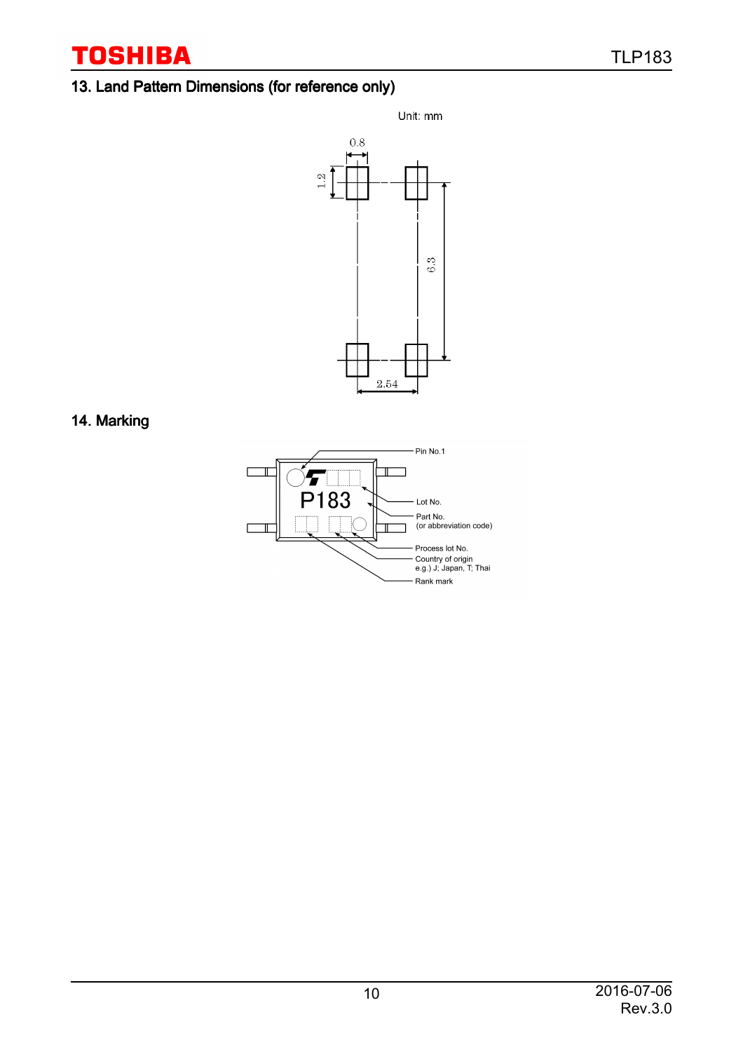## 13. Land Pattern Dimensions (for reference only)

Unit: mm

0.8

1.2

6.3

2.54

## 14. Marking

P183

Pin No.1

Lot No.

Part No.
(or abbreviation code)

Process lot No.

Country of origin
e.g.) J; Japan, T; Thai

Rank mark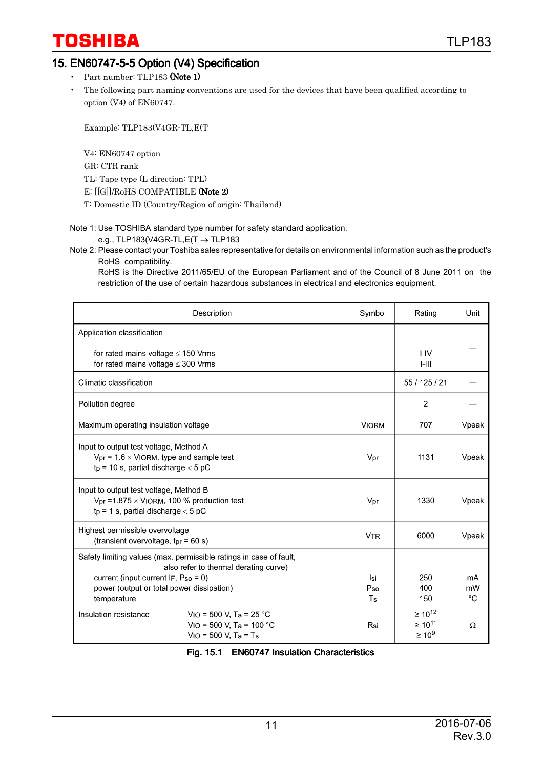## 15. EN60747-5-5 Option (V4) Specification

- Part number: TLP183 **(Note 1)**
- The following part naming conventions are used for the devices that have been qualified according to option (V4) of EN60747.

Example: TLP183(V4GR-TL,E(T

V4: EN60747 option
GR: CTR rank
TL: Tape type (L direction: TPL)
E: [[G]]/RoHS COMPATIBLE **(Note 2)**
T: Domestic ID (Country/Region of origin: Thailand)

Note 1: Use TOSHIBA standard type number for safety standard application.
e.g., TLP183(V4GR-TL,E(T → TLP183

Note 2: Please contact your Toshiba sales representative for details on environmental information such as the product's RoHS compatibility.
RoHS is the Directive 2011/65/EU of the European Parliament and of the Council of 8 June 2011 on the restriction of the use of certain hazardous substances in electrical and electronics equipment.

| Description | Symbol | Rating | Unit |
|---|---|---|---|
| Application classification<br>for rated mains voltage ≤ 150 Vrms<br>for rated mains voltage ≤ 300 Vrms | | <br>I-IV<br>I-III | — |
| Climatic classification | | 55 / 125 / 21 | — |
| Pollution degree | | 2 | — |
| Maximum operating insulation voltage | $V_{IORM}$ | 707 | Vpeak |
| Input to output test voltage, Method A<br>$V_{pr}$ = 1.6 × $V_{IORM}$, type and sample test<br>$t_p$ = 10 s, partial discharge < 5 pC | $V_{pr}$ | 1131 | Vpeak |
| Input to output test voltage, Method B<br>$V_{pr}$ =1.875 × $V_{IORM}$, 100 % production test<br>$t_p$ = 1 s, partial discharge < 5 pC | $V_{pr}$ | 1330 | Vpeak |
| Highest permissible overvoltage<br>(transient overvoltage, $t_{pr}$ = 60 s) | $V_{TR}$ | 6000 | Vpeak |
| Safety limiting values (max. permissible ratings in case of fault, also refer to thermal derating curve)<br>current (input current $I_F$, $P_{so}$ = 0)<br>power (output or total power dissipation)<br>temperature | <br>$I_{si}$<br>$P_{so}$<br>$T_s$ | <br>250<br>400<br>150 | <br>mA<br>mW<br>°C |
| Insulation resistance $V_{IO}$ = 500 V, $T_a$ = 25 °C<br>$V_{IO}$ = 500 V, $T_a$ = 100 °C<br>$V_{IO}$ = 500 V, $T_a$ = $T_s$ | $R_{si}$ | $\geq 10^{12}$<br>$\geq 10^{11}$<br>$\geq 10^{9}$ | Ω |

Fig. 15.1 EN60747 Insulation Characteristics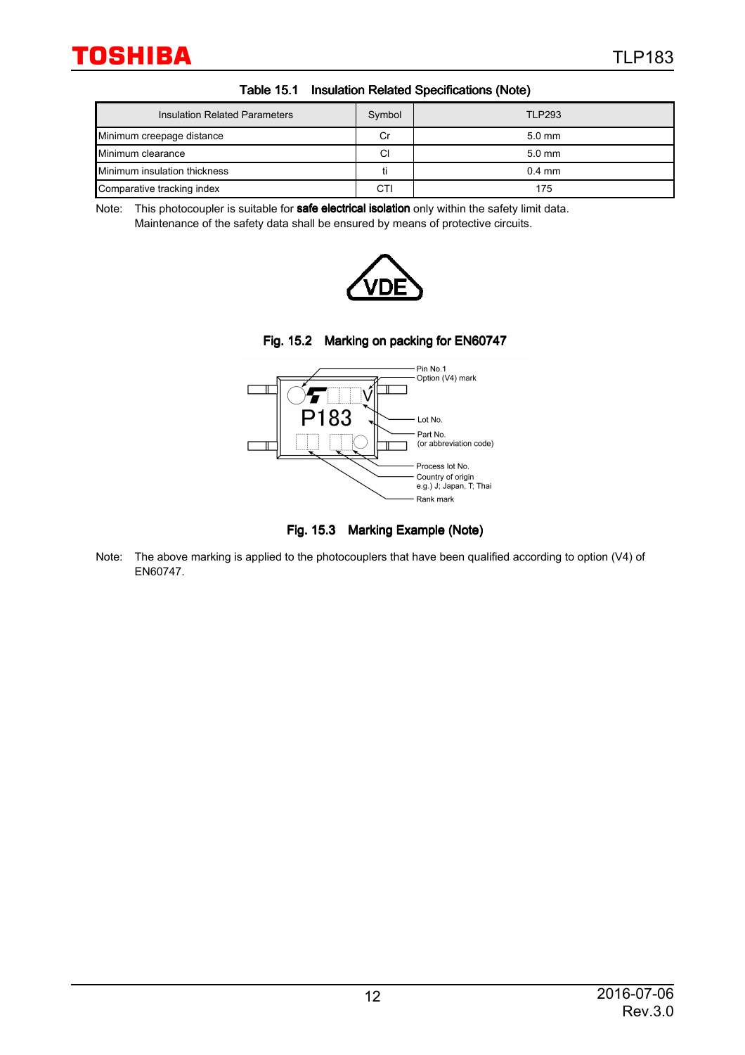Table 15.1 Insulation Related Specifications (Note)

| Insulation Related Parameters | Symbol | TLP293 |
|---|---|---|
| Minimum creepage distance | Cr | 5.0 mm |
| Minimum clearance | Cl | 5.0 mm |
| Minimum insulation thickness | ti | 0.4 mm |
| Comparative tracking index | CTI | 175 |

Note: This photocoupler is suitable for **safe electrical isolation** only within the safety limit data. Maintenance of the safety data shall be ensured by means of protective circuits.

Fig. 15.2 Marking on packing for EN60747

Pin No.1
Option (V4) mark
Lot No.
Part No. (or abbreviation code)
Process lot No.
Country of origin e.g.) J; Japan, T; Thai
Rank mark

Fig. 15.3 Marking Example (Note)

Note: The above marking is applied to the photocouplers that have been qualified according to option (V4) of EN60747.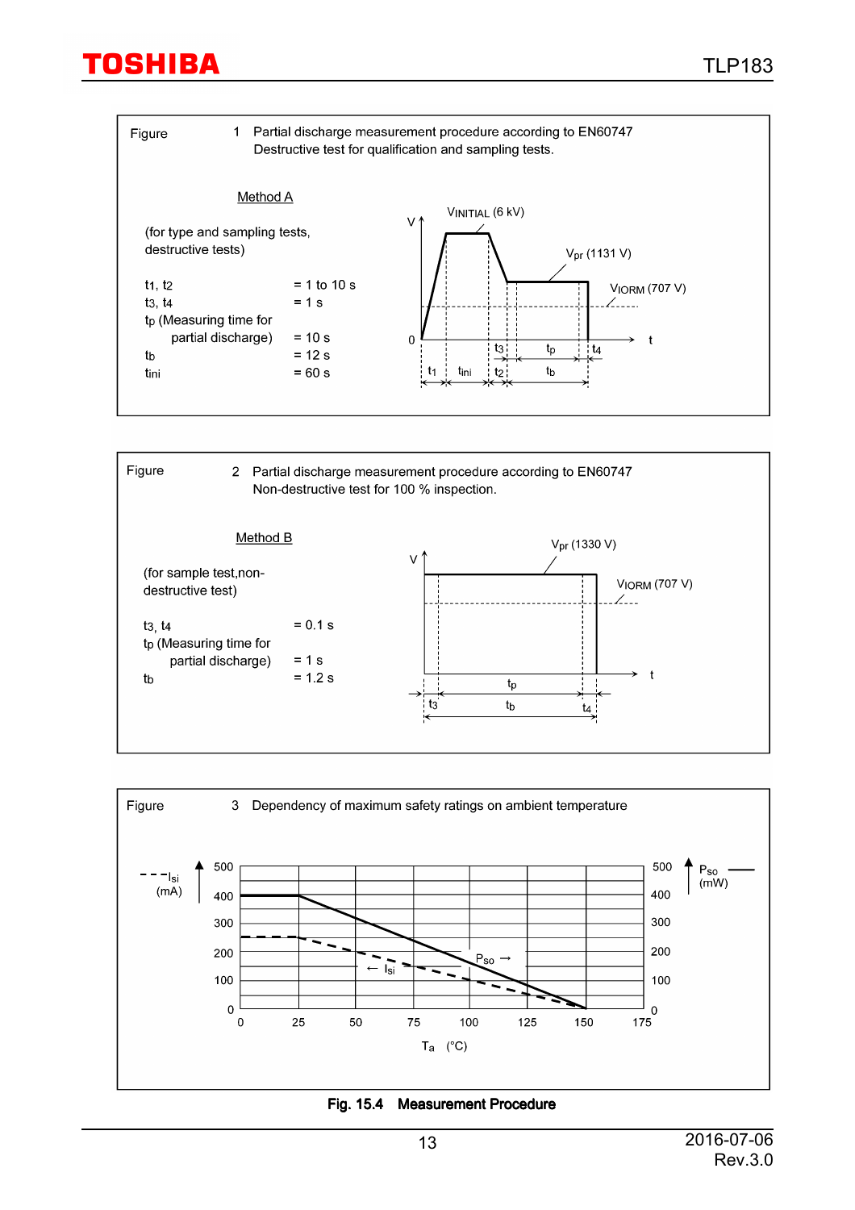Figure 1 Partial discharge measurement procedure according to EN60747
Destructive test for qualification and sampling tests.

Method A

(for type and sampling tests, destructive tests)

| | |
|---|---|
| $t_1$, $t_2$ | = 1 to 10 s |
| $t_3$, $t_4$ | = 1 s |
| $t_p$ (Measuring time for partial discharge) | = 10 s |
| $t_b$ | = 12 s |
| $t_{ini}$ | = 60 s |

$V_{INITIAL}$ (6 kV)

$V_{pr}$ (1131 V)

$V_{IORM}$ (707 V)

Figure 2 Partial discharge measurement procedure according to EN60747
Non-destructive test for 100 % inspection.

Method B

(for sample test, non-destructive test)

| | |
|---|---|
| $t_3$, $t_4$ | = 0.1 s |
| $t_p$ (Measuring time for partial discharge) | = 1 s |
| $t_b$ | = 1.2 s |

$V_{pr}$ (1330 V)

$V_{IORM}$ (707 V)

Figure 3 Dependency of maximum safety ratings on ambient temperature

$I_{si}$ (mA), $P_{so}$ (mW), $T_a$ (°C)

**Fig. 15.4 Measurement Procedure**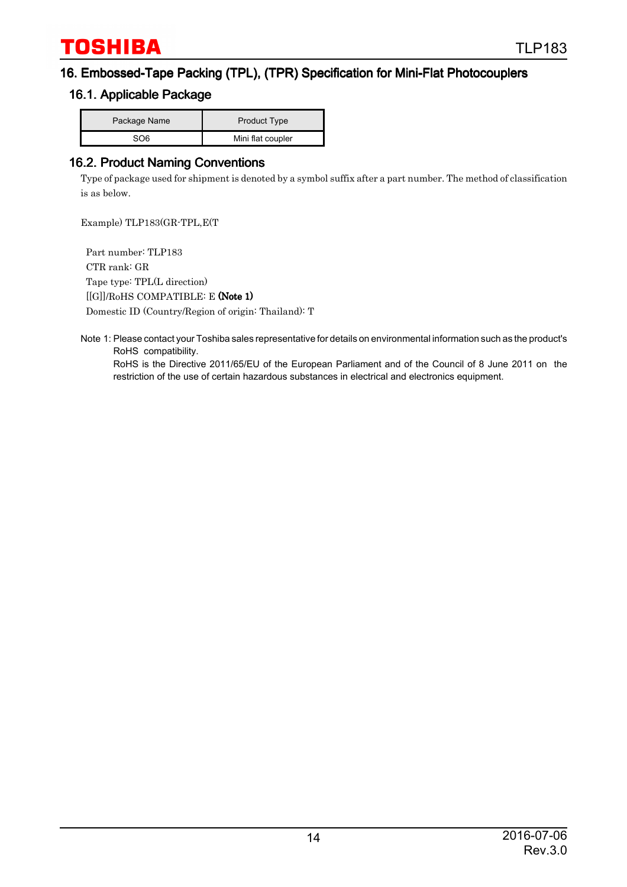## 16. Embossed-Tape Packing (TPL), (TPR) Specification for Mini-Flat Photocouplers

### 16.1. Applicable Package

| Package Name | Product Type |
|---|---|
| SO6 | Mini flat coupler |

### 16.2. Product Naming Conventions

Type of package used for shipment is denoted by a symbol suffix after a part number. The method of classification is as below.

Example) TLP183(GR-TPL,E(T

Part number: TLP183
CTR rank: GR
Tape type: TPL(L direction)
[[G]]/RoHS COMPATIBLE: E **(Note 1)**
Domestic ID (Country/Region of origin: Thailand): T

Note 1: Please contact your Toshiba sales representative for details on environmental information such as the product's RoHS compatibility.
RoHS is the Directive 2011/65/EU of the European Parliament and of the Council of 8 June 2011 on the restriction of the use of certain hazardous substances in electrical and electronics equipment.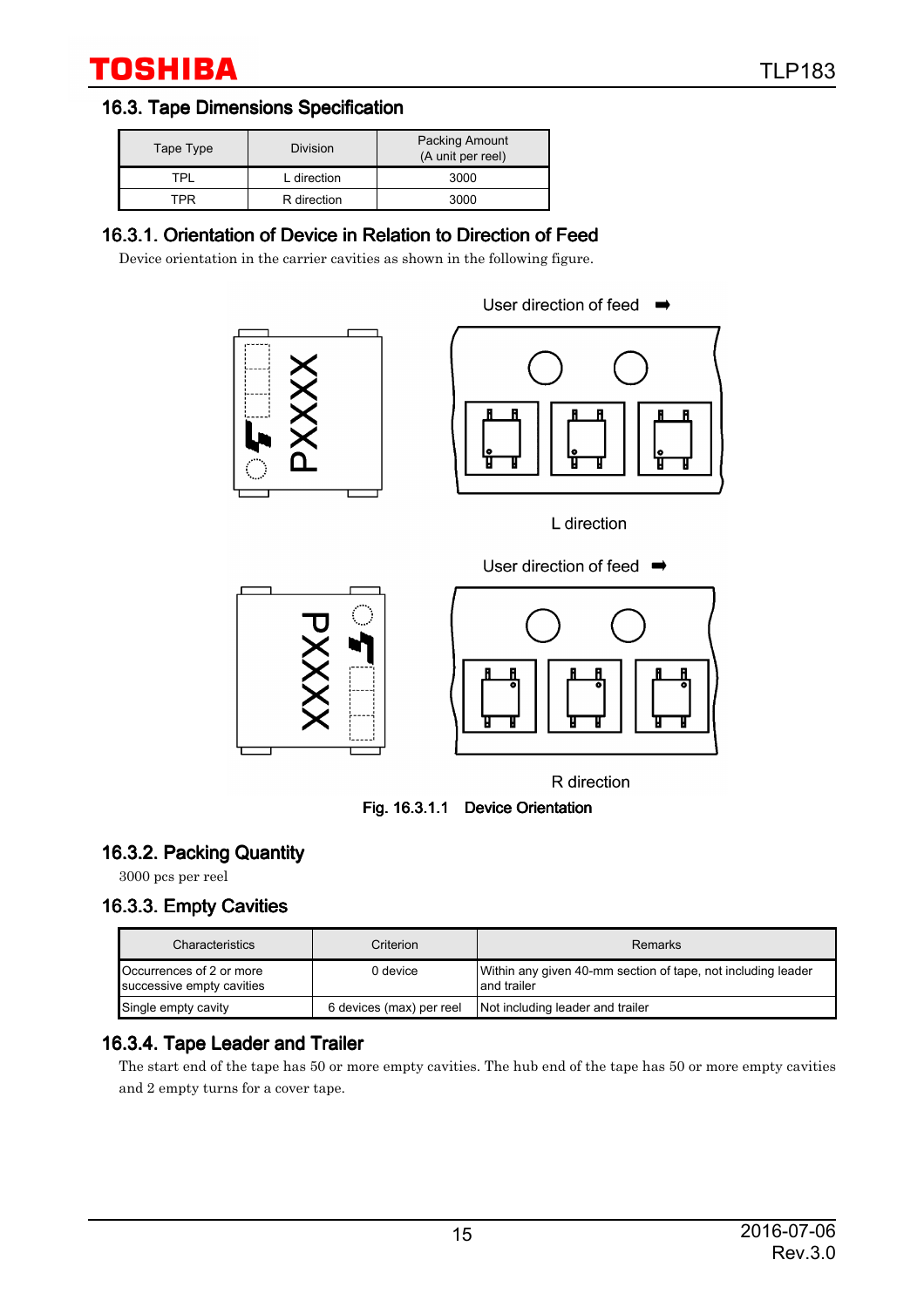### 16.3. Tape Dimensions Specification

| Tape Type | Division | Packing Amount (A unit per reel) |
|---|---|---|
| TPL | L direction | 3000 |
| TPR | R direction | 3000 |

### 16.3.1. Orientation of Device in Relation to Direction of Feed

Device orientation in the carrier cavities as shown in the following figure.

User direction of feed ➡

L direction

User direction of feed ➡

R direction

Fig. 16.3.1.1 Device Orientation

### 16.3.2. Packing Quantity

3000 pcs per reel

### 16.3.3. Empty Cavities

| Characteristics | Criterion | Remarks |
|---|---|---|
| Occurrences of 2 or more successive empty cavities | 0 device | Within any given 40-mm section of tape, not including leader and trailer |
| Single empty cavity | 6 devices (max) per reel | Not including leader and trailer |

### 16.3.4. Tape Leader and Trailer

The start end of the tape has 50 or more empty cavities. The hub end of the tape has 50 or more empty cavities and 2 empty turns for a cover tape.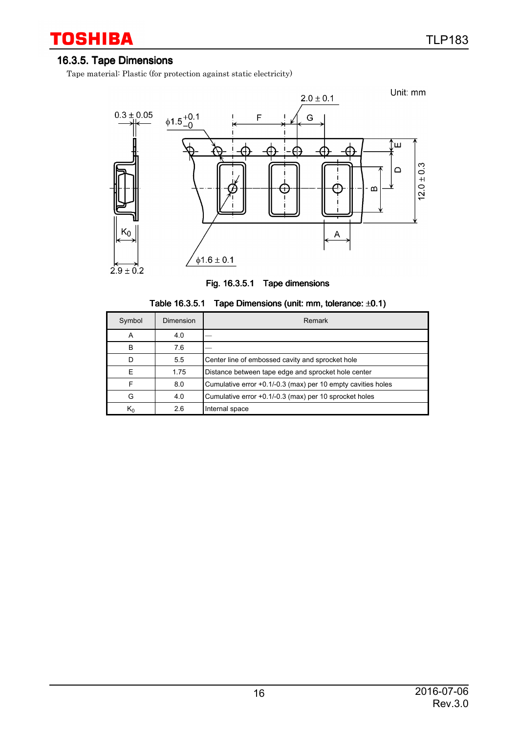### 16.3.5. Tape Dimensions

Tape material: Plastic (for protection against static electricity)

Fig. 16.3.5.1 Tape dimensions

Table 16.3.5.1 Tape Dimensions (unit: mm, tolerance: ±0.1)

| Symbol | Dimension | Remark |
|---|---|---|
| A | 4.0 | — |
| B | 7.6 | — |
| D | 5.5 | Center line of embossed cavity and sprocket hole |
| E | 1.75 | Distance between tape edge and sprocket hole center |
| F | 8.0 | Cumulative error +0.1/-0.3 (max) per 10 empty cavities holes |
| G | 4.0 | Cumulative error +0.1/-0.3 (max) per 10 sprocket holes |
| $K_0$ | 2.6 | Internal space |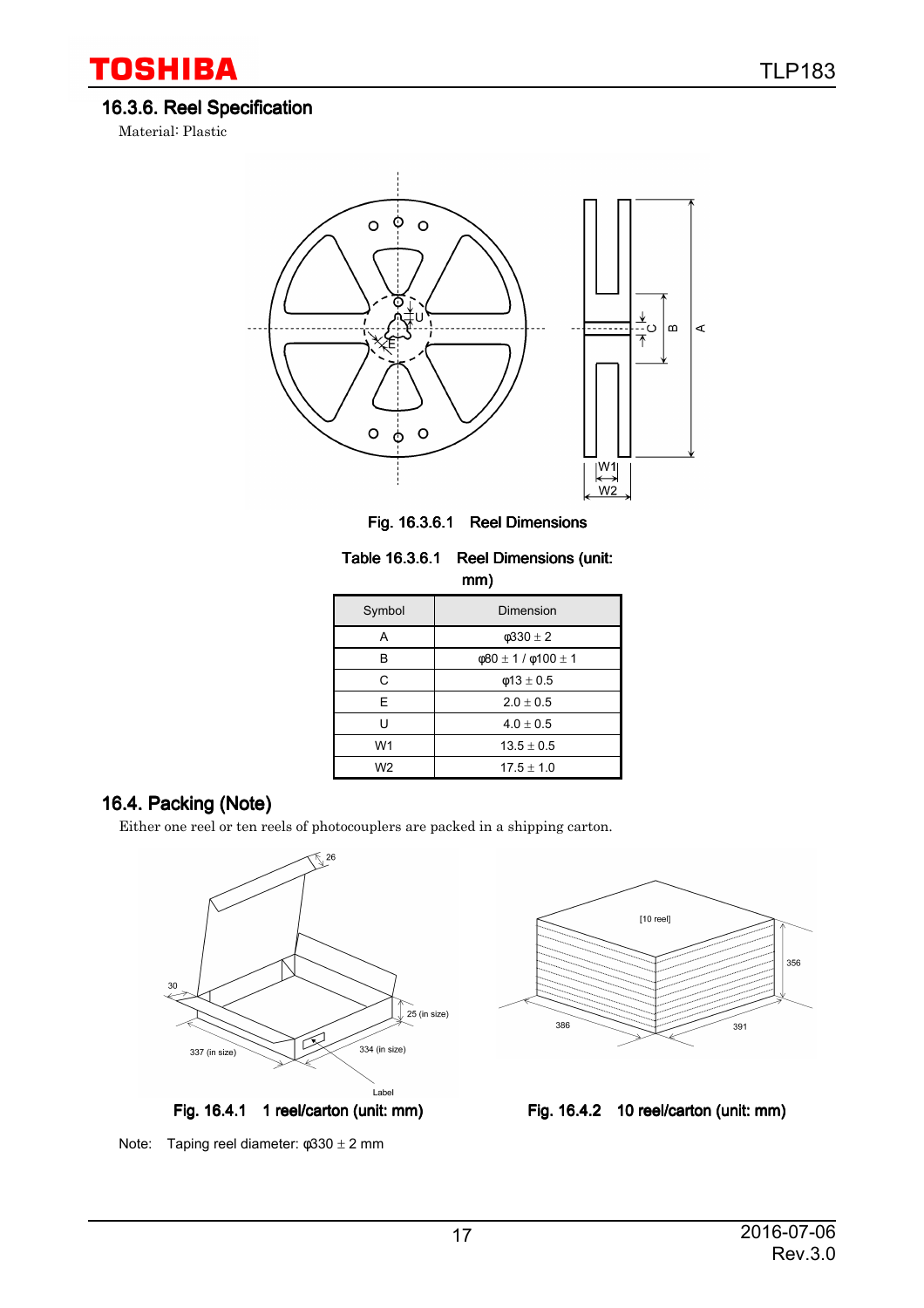### 16.3.6. Reel Specification

Material: Plastic

Fig. 16.3.6.1 Reel Dimensions

Table 16.3.6.1 Reel Dimensions (unit: mm)

| Symbol | Dimension |
|---|---|
| A | φ330 ± 2 |
| B | φ80 ± 1 / φ100 ± 1 |
| C | φ13 ± 0.5 |
| E | 2.0 ± 0.5 |
| U | 4.0 ± 0.5 |
| W1 | 13.5 ± 0.5 |
| W2 | 17.5 ± 1.0 |

## 16.4. Packing (Note)

Either one reel or ten reels of photocouplers are packed in a shipping carton.

Fig. 16.4.1 1 reel/carton (unit: mm)

Fig. 16.4.2 10 reel/carton (unit: mm)

Note: Taping reel diameter: φ330 ± 2 mm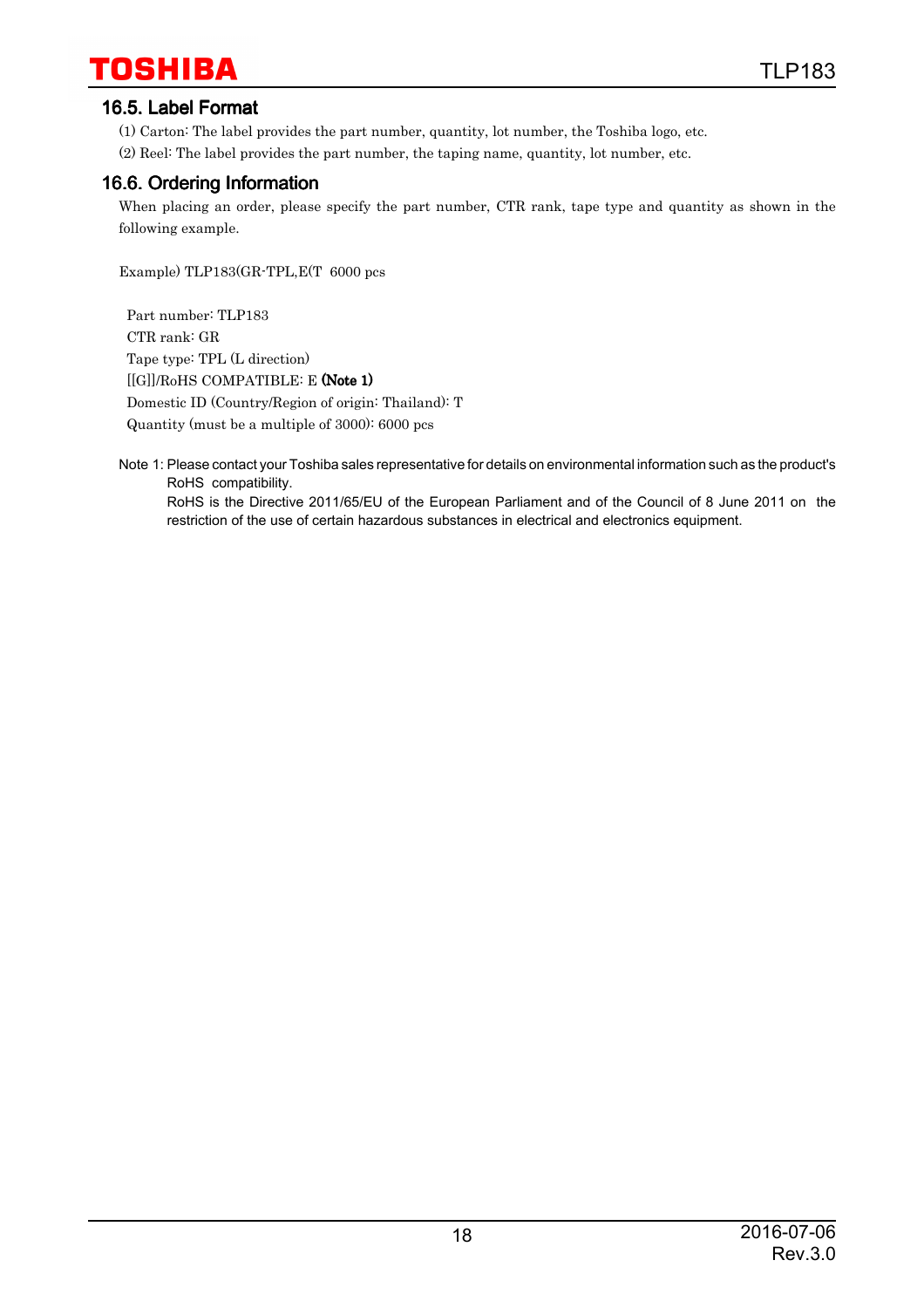## 16.5. Label Format

(1) Carton: The label provides the part number, quantity, lot number, the Toshiba logo, etc.

(2) Reel: The label provides the part number, the taping name, quantity, lot number, etc.

## 16.6. Ordering Information

When placing an order, please specify the part number, CTR rank, tape type and quantity as shown in the following example.

Example) TLP183(GR-TPL,E(T 6000 pcs

Part number: TLP183
CTR rank: GR
Tape type: TPL (L direction)
[[G]]/RoHS COMPATIBLE: E **(Note 1)**
Domestic ID (Country/Region of origin: Thailand): T
Quantity (must be a multiple of 3000): 6000 pcs

Note 1: Please contact your Toshiba sales representative for details on environmental information such as the product's RoHS compatibility.
RoHS is the Directive 2011/65/EU of the European Parliament and of the Council of 8 June 2011 on the restriction of the use of certain hazardous substances in electrical and electronics equipment.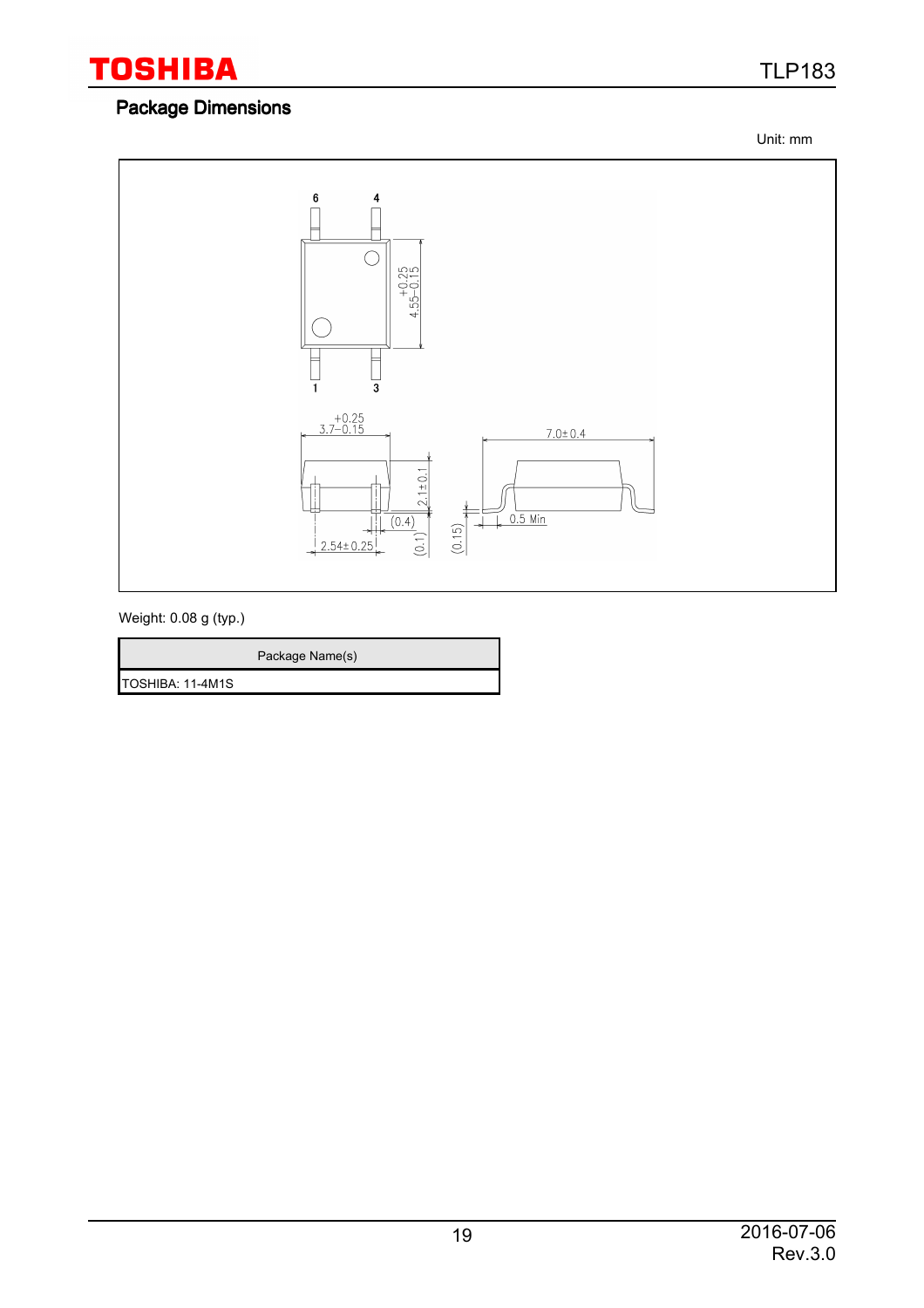## Package Dimensions

Unit: mm

6 4

$4.55^{+0.25}_{-0.15}$

1 3

$3.7^{+0.25}_{-0.15}$

2.1±0.1

(0.4)

(0.1)

2.54±0.25

7.0±0.4

(0.15)

0.5 Min

Weight: 0.08 g (typ.)

| Package Name(s) |
| --- |
| TOSHIBA: 11-4M1S |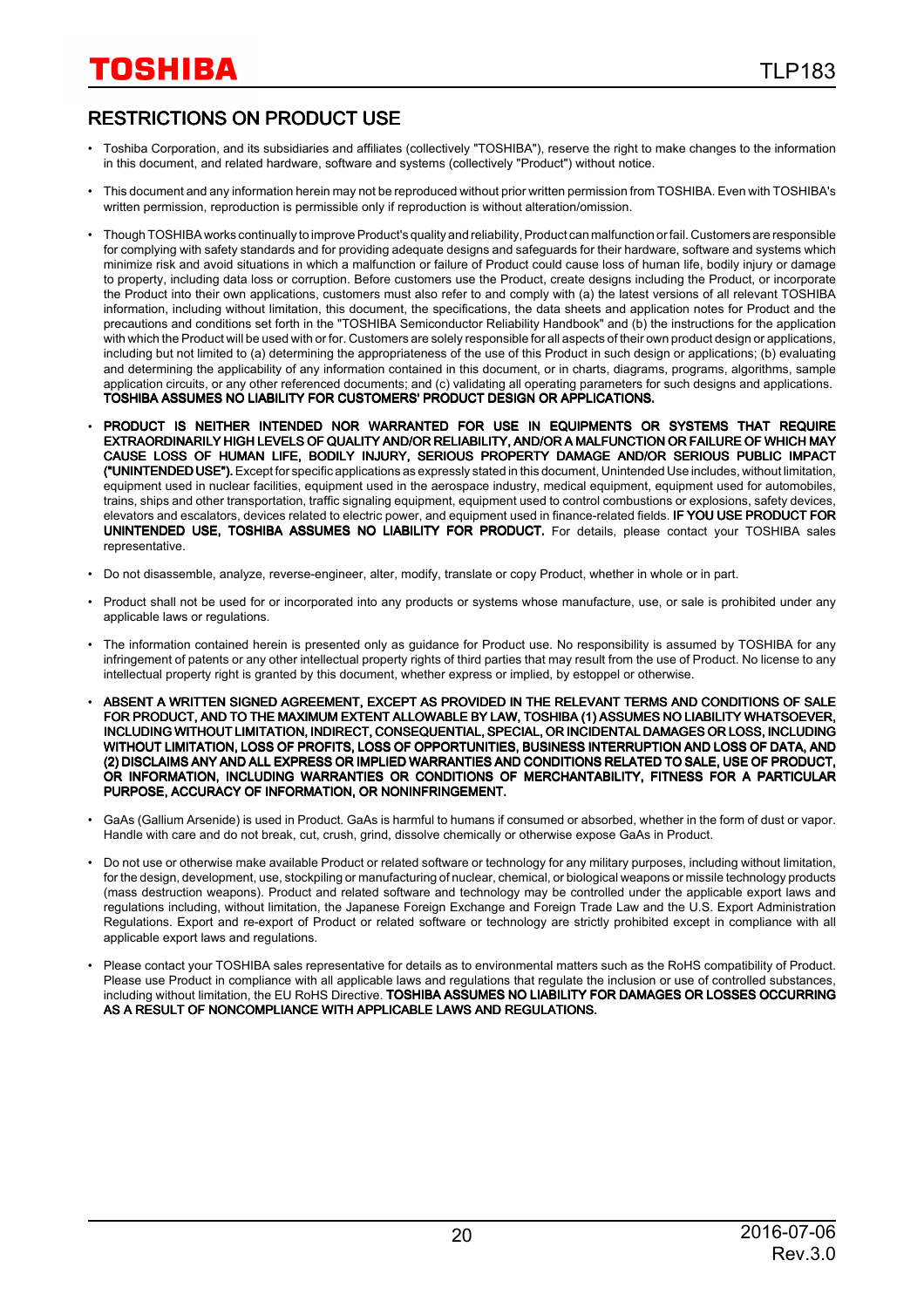## RESTRICTIONS ON PRODUCT USE

- Toshiba Corporation, and its subsidiaries and affiliates (collectively "TOSHIBA"), reserve the right to make changes to the information in this document, and related hardware, software and systems (collectively "Product") without notice.

- This document and any information herein may not be reproduced without prior written permission from TOSHIBA. Even with TOSHIBA's written permission, reproduction is permissible only if reproduction is without alteration/omission.

- Though TOSHIBA works continually to improve Product's quality and reliability, Product can malfunction or fail. Customers are responsible for complying with safety standards and for providing adequate designs and safeguards for their hardware, software and systems which minimize risk and avoid situations in which a malfunction or failure of Product could cause loss of human life, bodily injury or damage to property, including data loss or corruption. Before customers use the Product, create designs including the Product, or incorporate the Product into their own applications, customers must also refer to and comply with (a) the latest versions of all relevant TOSHIBA information, including without limitation, this document, the specifications, the data sheets and application notes for Product and the precautions and conditions set forth in the "TOSHIBA Semiconductor Reliability Handbook" and (b) the instructions for the application with which the Product will be used with or for. Customers are solely responsible for all aspects of their own product design or applications, including but not limited to (a) determining the appropriateness of the use of this Product in such design or applications; (b) evaluating and determining the applicability of any information contained in this document, or in charts, diagrams, programs, algorithms, sample application circuits, or any other referenced documents; and (c) validating all operating parameters for such designs and applications. **TOSHIBA ASSUMES NO LIABILITY FOR CUSTOMERS' PRODUCT DESIGN OR APPLICATIONS.**

- **PRODUCT IS NEITHER INTENDED NOR WARRANTED FOR USE IN EQUIPMENTS OR SYSTEMS THAT REQUIRE EXTRAORDINARILY HIGH LEVELS OF QUALITY AND/OR RELIABILITY, AND/OR A MALFUNCTION OR FAILURE OF WHICH MAY CAUSE LOSS OF HUMAN LIFE, BODILY INJURY, SERIOUS PROPERTY DAMAGE AND/OR SERIOUS PUBLIC IMPACT ("UNINTENDED USE").** Except for specific applications as expressly stated in this document, Unintended Use includes, without limitation, equipment used in nuclear facilities, equipment used in the aerospace industry, medical equipment, equipment used for automobiles, trains, ships and other transportation, traffic signaling equipment, equipment used to control combustions or explosions, safety devices, elevators and escalators, devices related to electric power, and equipment used in finance-related fields. **IF YOU USE PRODUCT FOR UNINTENDED USE, TOSHIBA ASSUMES NO LIABILITY FOR PRODUCT.** For details, please contact your TOSHIBA sales representative.

- Do not disassemble, analyze, reverse-engineer, alter, modify, translate or copy Product, whether in whole or in part.

- Product shall not be used for or incorporated into any products or systems whose manufacture, use, or sale is prohibited under any applicable laws or regulations.

- The information contained herein is presented only as guidance for Product use. No responsibility is assumed by TOSHIBA for any infringement of patents or any other intellectual property rights of third parties that may result from the use of Product. No license to any intellectual property right is granted by this document, whether express or implied, by estoppel or otherwise.

- **ABSENT A WRITTEN SIGNED AGREEMENT, EXCEPT AS PROVIDED IN THE RELEVANT TERMS AND CONDITIONS OF SALE FOR PRODUCT, AND TO THE MAXIMUM EXTENT ALLOWABLE BY LAW, TOSHIBA (1) ASSUMES NO LIABILITY WHATSOEVER, INCLUDING WITHOUT LIMITATION, INDIRECT, CONSEQUENTIAL, SPECIAL, OR INCIDENTAL DAMAGES OR LOSS, INCLUDING WITHOUT LIMITATION, LOSS OF PROFITS, LOSS OF OPPORTUNITIES, BUSINESS INTERRUPTION AND LOSS OF DATA, AND (2) DISCLAIMS ANY AND ALL EXPRESS OR IMPLIED WARRANTIES AND CONDITIONS RELATED TO SALE, USE OF PRODUCT, OR INFORMATION, INCLUDING WARRANTIES OR CONDITIONS OF MERCHANTABILITY, FITNESS FOR A PARTICULAR PURPOSE, ACCURACY OF INFORMATION, OR NONINFRINGEMENT.**

- GaAs (Gallium Arsenide) is used in Product. GaAs is harmful to humans if consumed or absorbed, whether in the form of dust or vapor. Handle with care and do not break, cut, crush, grind, dissolve chemically or otherwise expose GaAs in Product.

- Do not use or otherwise make available Product or related software or technology for any military purposes, including without limitation, for the design, development, use, stockpiling or manufacturing of nuclear, chemical, or biological weapons or missile technology products (mass destruction weapons). Product and related software and technology may be controlled under the applicable export laws and regulations including, without limitation, the Japanese Foreign Exchange and Foreign Trade Law and the U.S. Export Administration Regulations. Export and re-export of Product or related software or technology are strictly prohibited except in compliance with all applicable export laws and regulations.

- Please contact your TOSHIBA sales representative for details as to environmental matters such as the RoHS compatibility of Product. Please use Product in compliance with all applicable laws and regulations that regulate the inclusion or use of controlled substances, including without limitation, the EU RoHS Directive. **TOSHIBA ASSUMES NO LIABILITY FOR DAMAGES OR LOSSES OCCURRING AS A RESULT OF NONCOMPLIANCE WITH APPLICABLE LAWS AND REGULATIONS.**